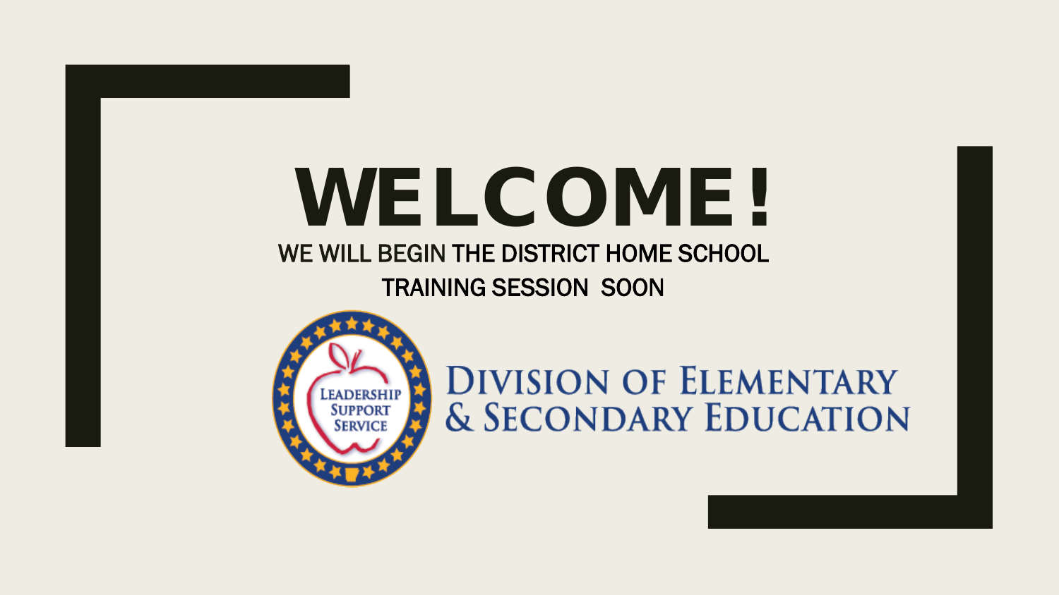# WELCOME!

WE WILL BEGIN THE DISTRICT HOME SCHOOL TRAINING SESSION SOON

LEADERSHIP SUPPORT SERVICE

DIVISION OF ELEMENTARY & SECONDARY EDUCATION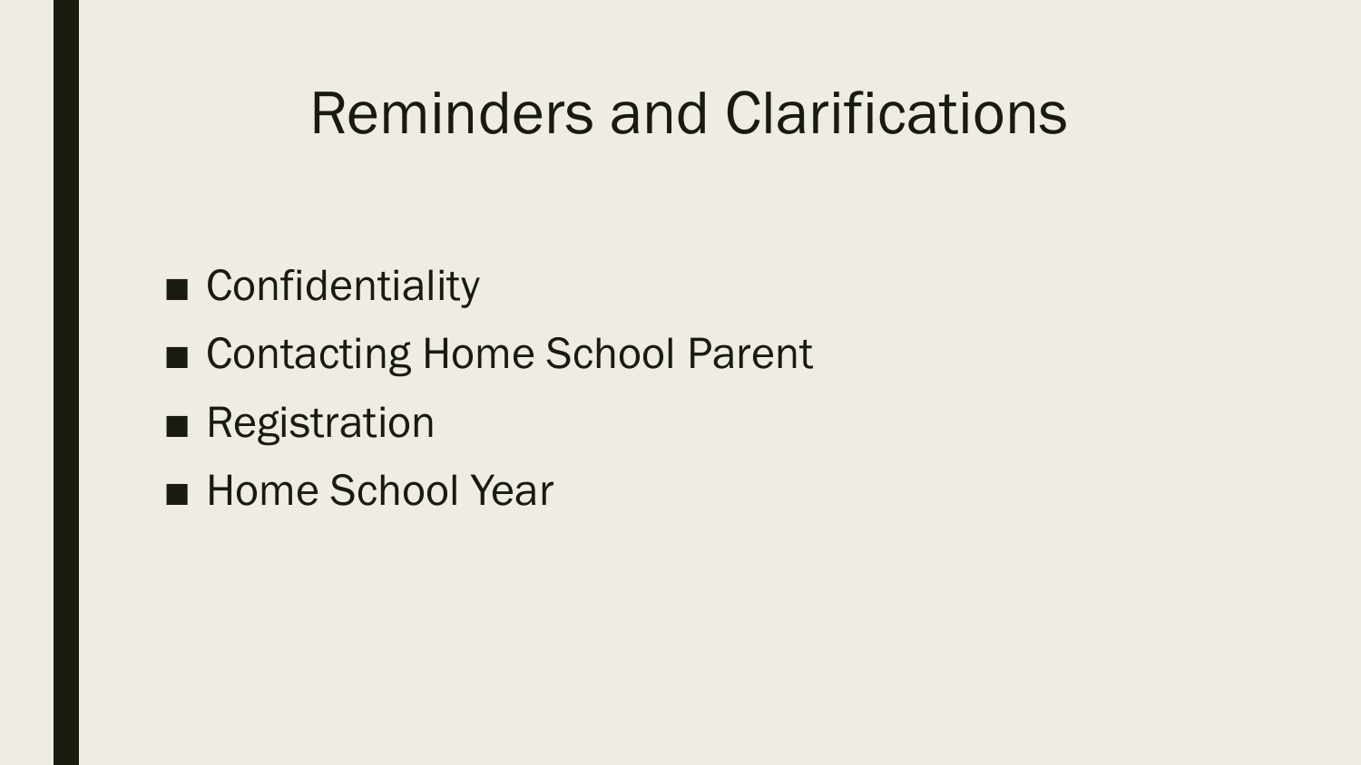# Reminders and Clarifications

- Confidentiality
- Contacting Home School Parent
- Registration
- Home School Year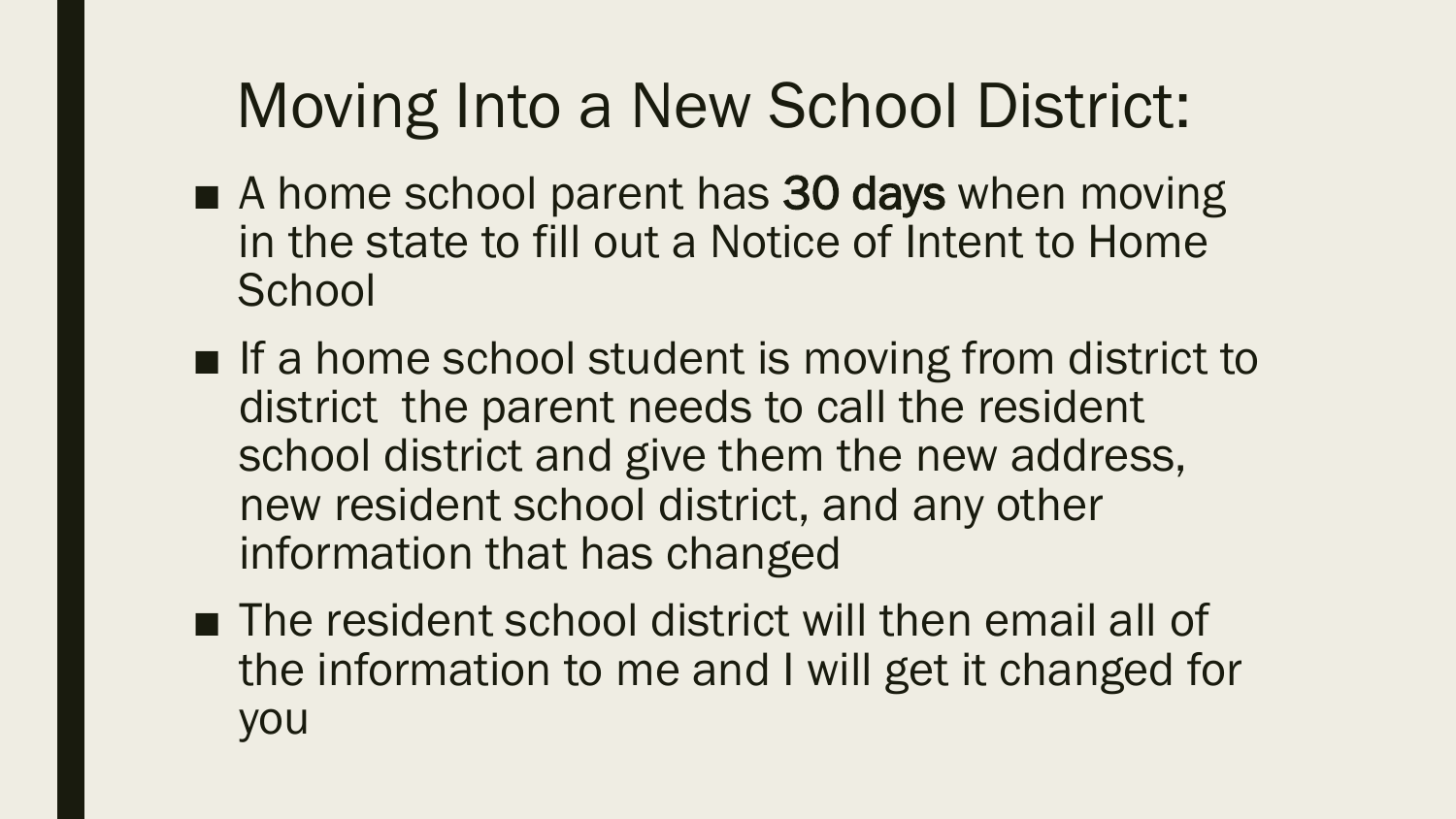# Moving Into a New School District:

- A home school parent has **30 days** when moving in the state to fill out a Notice of Intent to Home School
- If a home school student is moving from district to district the parent needs to call the resident school district and give them the new address, new resident school district, and any other information that has changed
- The resident school district will then email all of the information to me and I will get it changed for you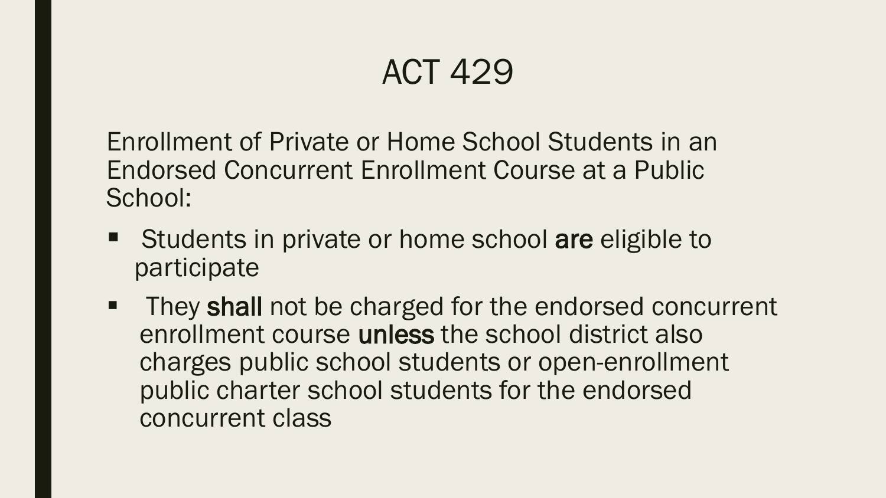# ACT 429

Enrollment of Private or Home School Students in an Endorsed Concurrent Enrollment Course at a Public School:

- Students in private or home school **are** eligible to participate
- They **shall** not be charged for the endorsed concurrent enrollment course **unless** the school district also charges public school students or open-enrollment public charter school students for the endorsed concurrent class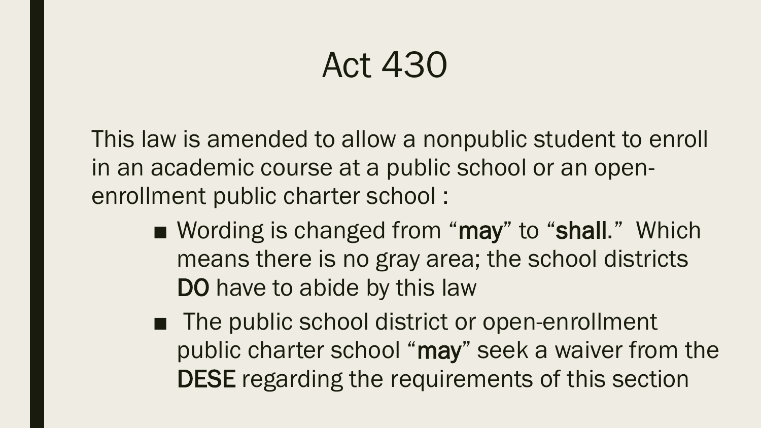# Act 430

This law is amended to allow a nonpublic student to enroll in an academic course at a public school or an open-enrollment public charter school :

- Wording is changed from "**may**" to "**shall**." Which means there is no gray area; the school districts **DO** have to abide by this law
- The public school district or open-enrollment public charter school "**may**" seek a waiver from the **DESE** regarding the requirements of this section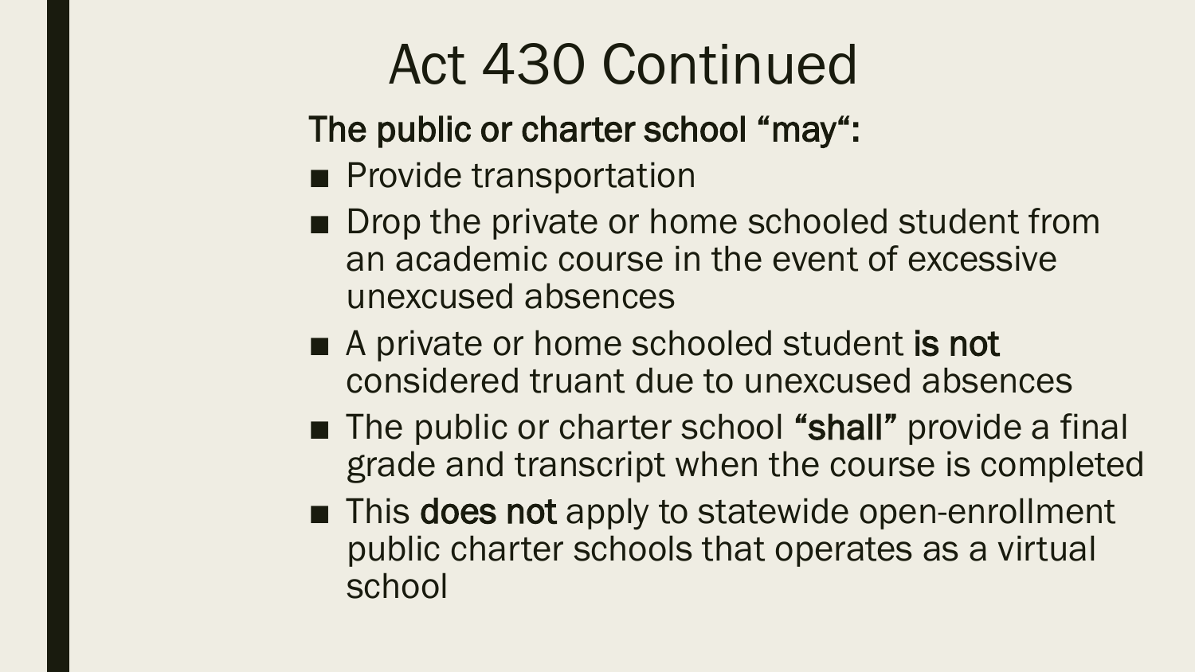# Act 430 Continued

**The public or charter school "may":**

- Provide transportation
- Drop the private or home schooled student from an academic course in the event of excessive unexcused absences
- A private or home schooled student **is not** considered truant due to unexcused absences
- The public or charter school **"shall"** provide a final grade and transcript when the course is completed
- This **does not** apply to statewide open-enrollment public charter schools that operates as a virtual school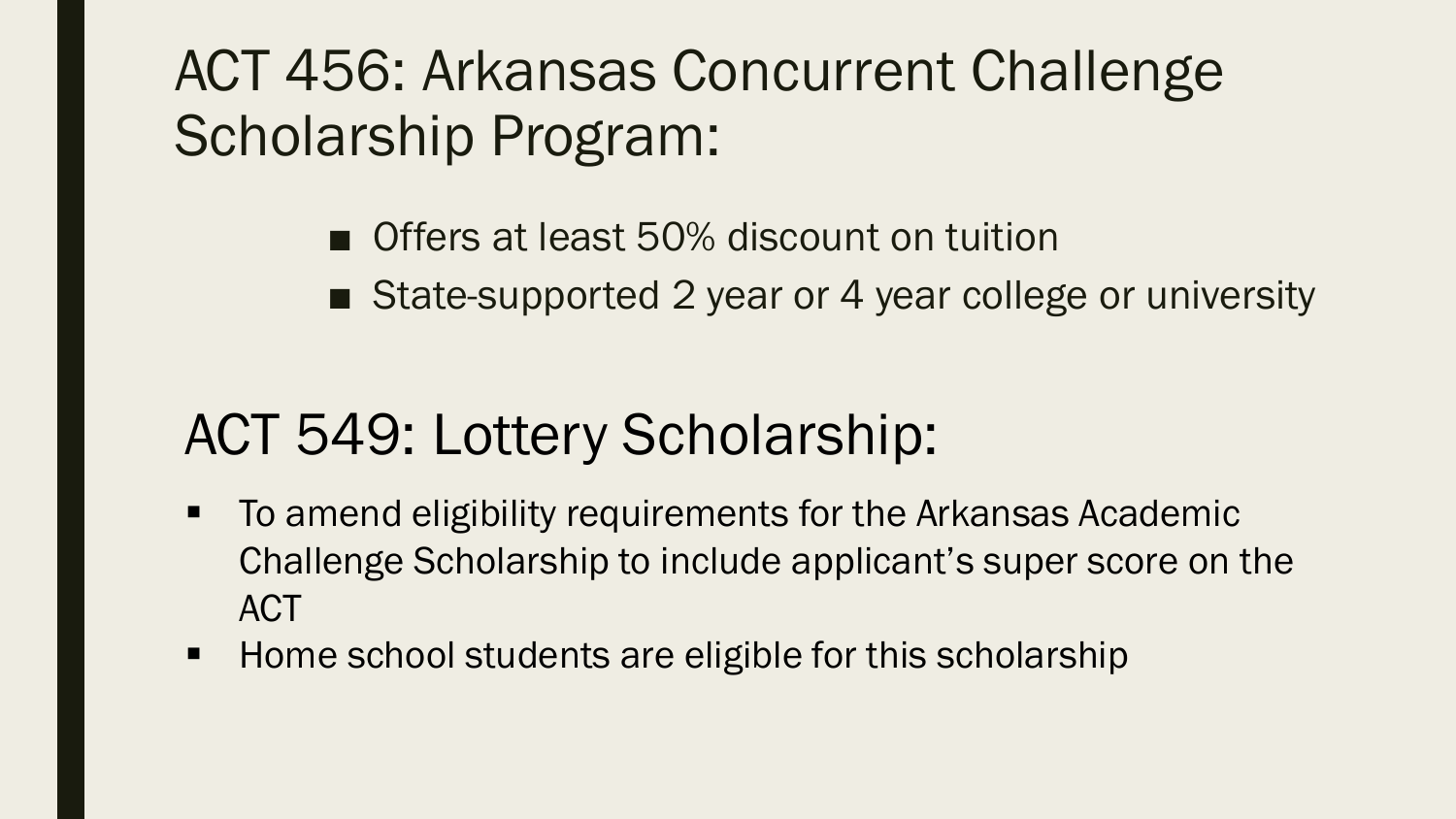# ACT 456: Arkansas Concurrent Challenge Scholarship Program:

- Offers at least 50% discount on tuition
- State-supported 2 year or 4 year college or university

# ACT 549: Lottery Scholarship:

- To amend eligibility requirements for the Arkansas Academic Challenge Scholarship to include applicant's super score on the ACT
- Home school students are eligible for this scholarship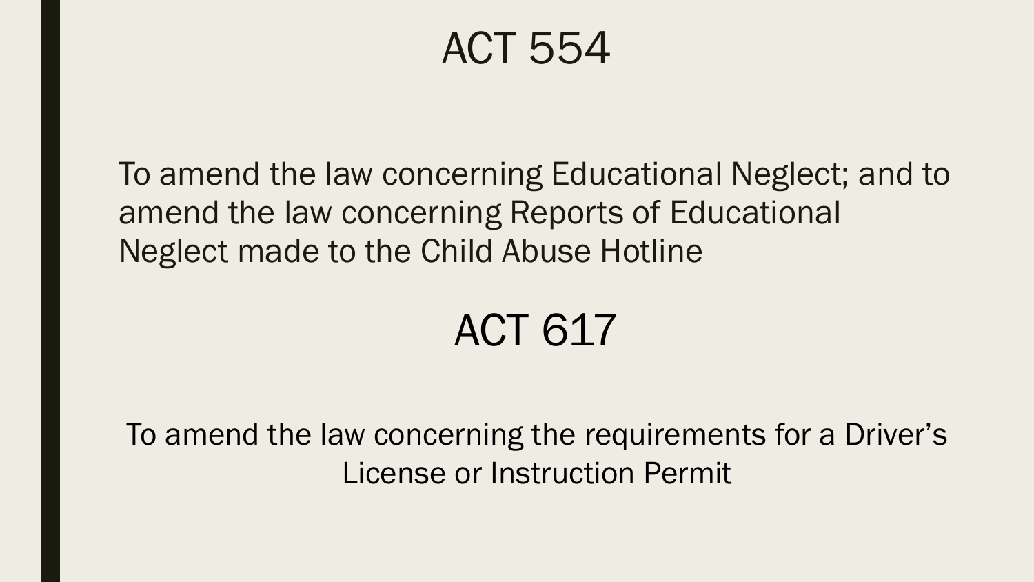# ACT 554

To amend the law concerning Educational Neglect; and to amend the law concerning Reports of Educational Neglect made to the Child Abuse Hotline

# ACT 617

To amend the law concerning the requirements for a Driver's License or Instruction Permit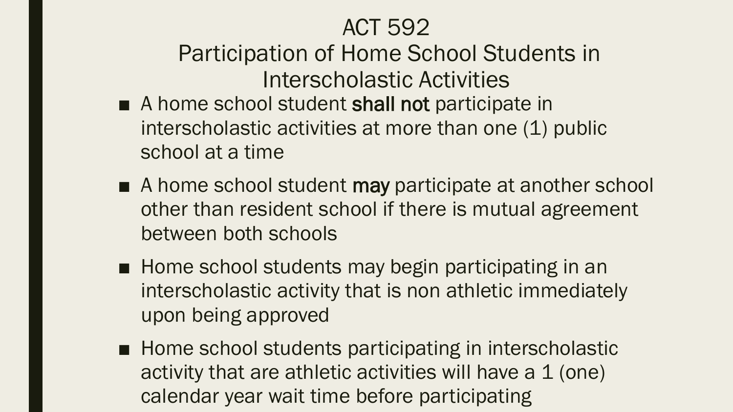# ACT 592
## Participation of Home School Students in Interscholastic Activities

- A home school student **shall not** participate in interscholastic activities at more than one (1) public school at a time
- A home school student **may** participate at another school other than resident school if there is mutual agreement between both schools
- Home school students may begin participating in an interscholastic activity that is non athletic immediately upon being approved
- Home school students participating in interscholastic activity that are athletic activities will have a 1 (one) calendar year wait time before participating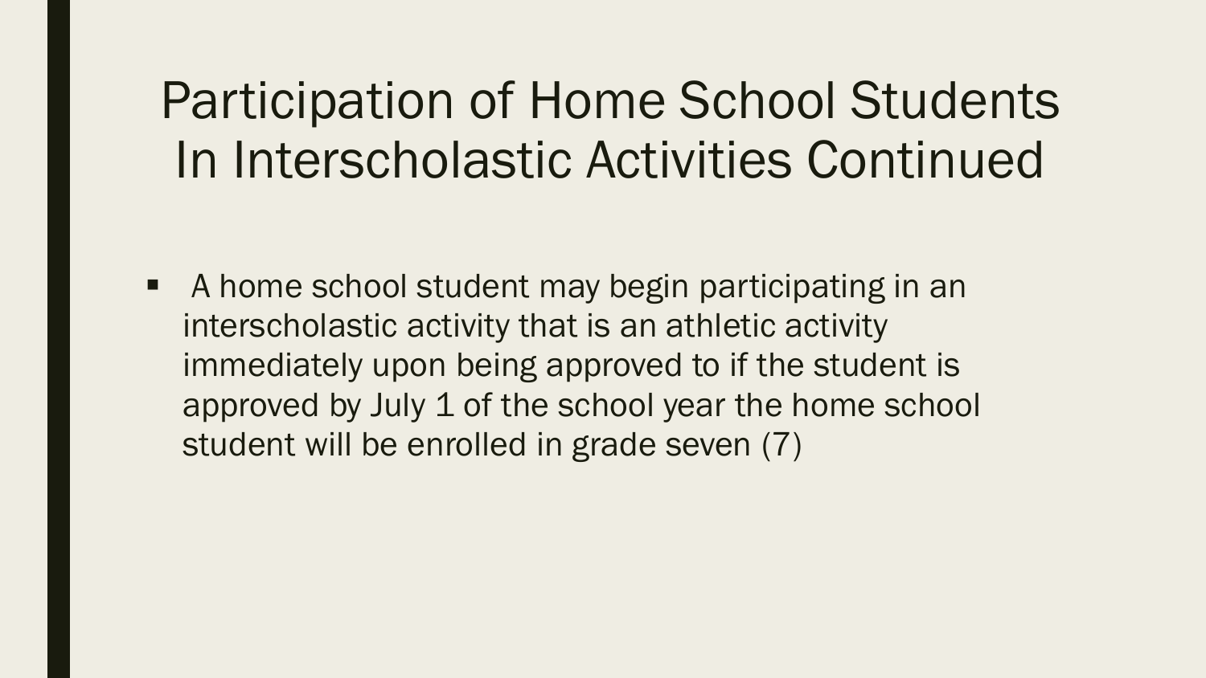# Participation of Home School Students In Interscholastic Activities Continued

- A home school student may begin participating in an interscholastic activity that is an athletic activity immediately upon being approved to if the student is approved by July 1 of the school year the home school student will be enrolled in grade seven (7)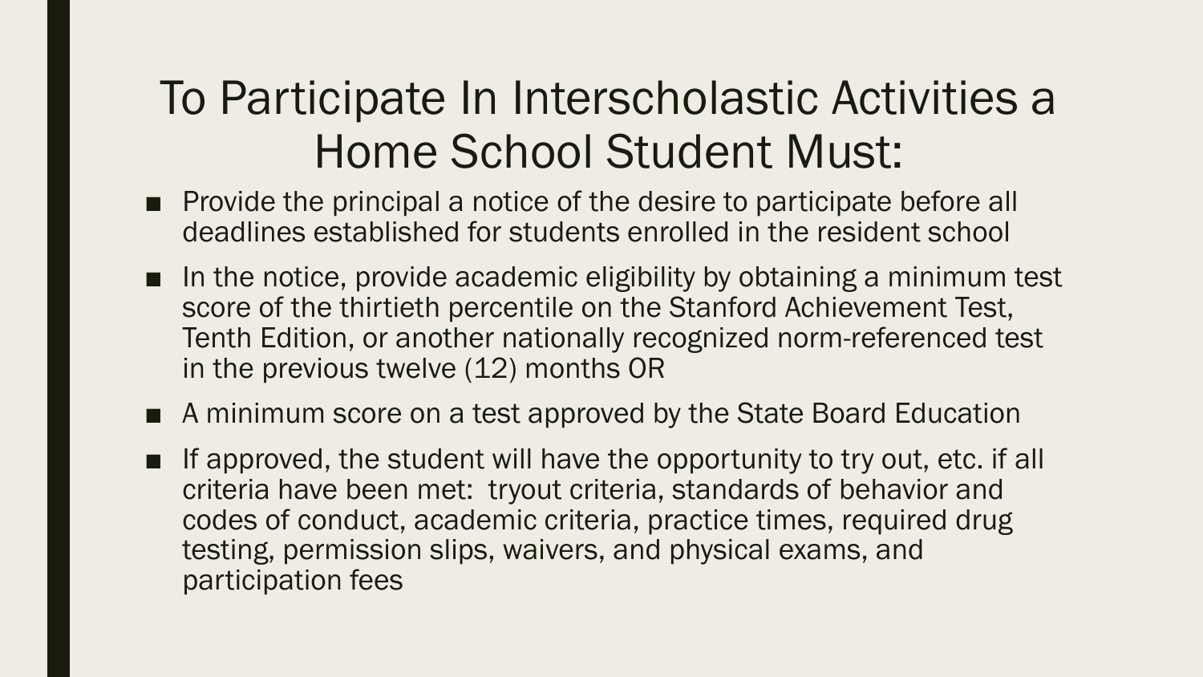# To Participate In Interscholastic Activities a Home School Student Must:

- Provide the principal a notice of the desire to participate before all deadlines established for students enrolled in the resident school
- In the notice, provide academic eligibility by obtaining a minimum test score of the thirtieth percentile on the Stanford Achievement Test, Tenth Edition, or another nationally recognized norm-referenced test in the previous twelve (12) months OR
- A minimum score on a test approved by the State Board Education
- If approved, the student will have the opportunity to try out, etc. if all criteria have been met: tryout criteria, standards of behavior and codes of conduct, academic criteria, practice times, required drug testing, permission slips, waivers, and physical exams, and participation fees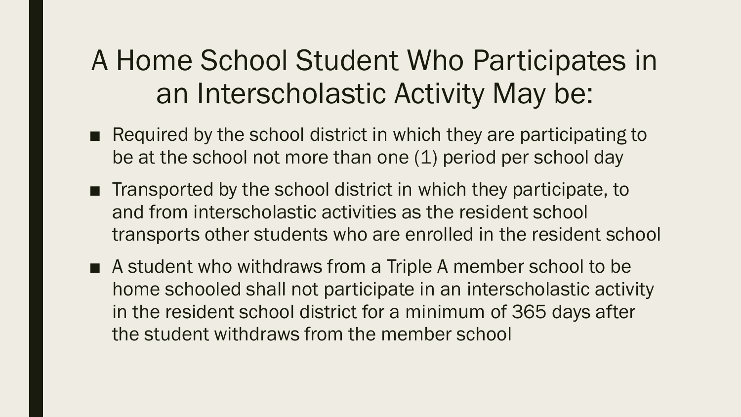# A Home School Student Who Participates in an Interscholastic Activity May be:

- Required by the school district in which they are participating to be at the school not more than one (1) period per school day
- Transported by the school district in which they participate, to and from interscholastic activities as the resident school transports other students who are enrolled in the resident school
- A student who withdraws from a Triple A member school to be home schooled shall not participate in an interscholastic activity in the resident school district for a minimum of 365 days after the student withdraws from the member school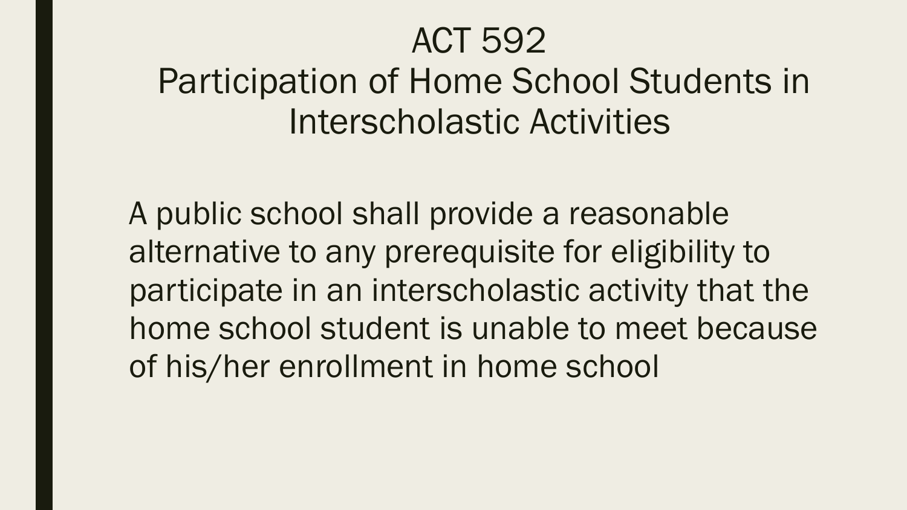# ACT 592
## Participation of Home School Students in Interscholastic Activities

A public school shall provide a reasonable alternative to any prerequisite for eligibility to participate in an interscholastic activity that the home school student is unable to meet because of his/her enrollment in home school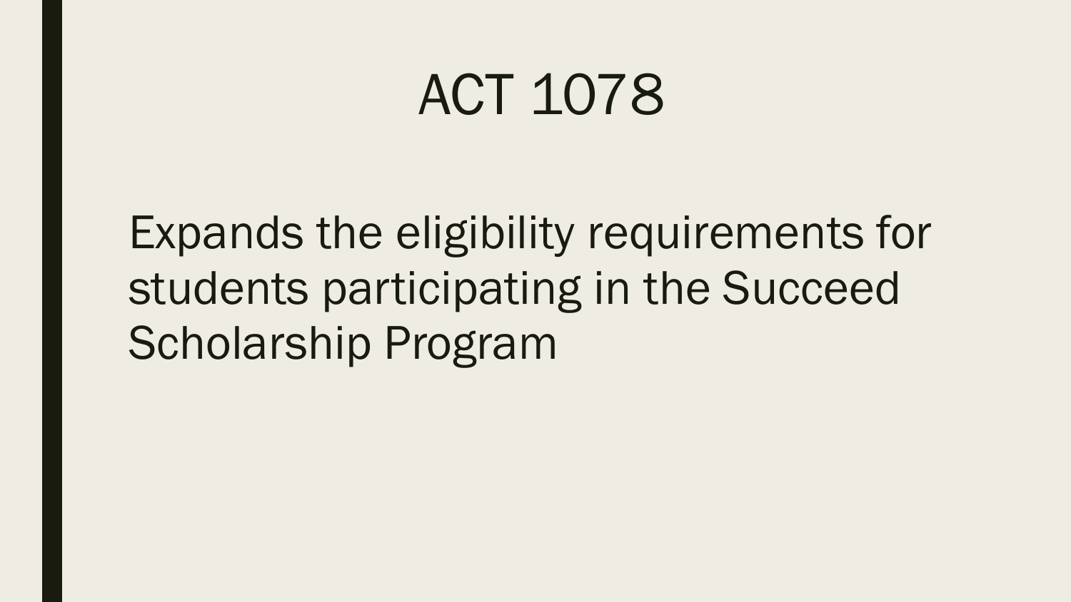# ACT 1078

Expands the eligibility requirements for students participating in the Succeed Scholarship Program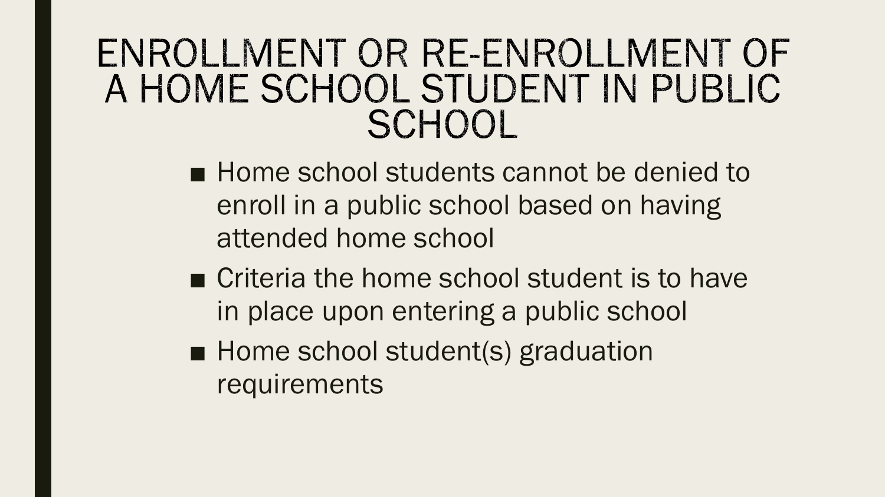# ENROLLMENT OR RE-ENROLLMENT OF A HOME SCHOOL STUDENT IN PUBLIC SCHOOL

- Home school students cannot be denied to enroll in a public school based on having attended home school
- Criteria the home school student is to have in place upon entering a public school
- Home school student(s) graduation requirements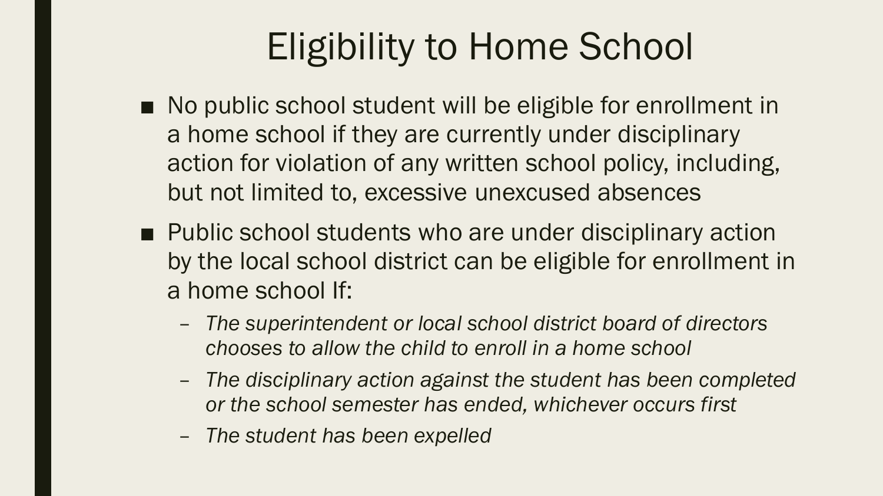# Eligibility to Home School

- No public school student will be eligible for enrollment in a home school if they are currently under disciplinary action for violation of any written school policy, including, but not limited to, excessive unexcused absences
- Public school students who are under disciplinary action by the local school district can be eligible for enrollment in a home school If:
  - *The superintendent or local school district board of directors chooses to allow the child to enroll in a home school*
  - *The disciplinary action against the student has been completed or the school semester has ended, whichever occurs first*
  - *The student has been expelled*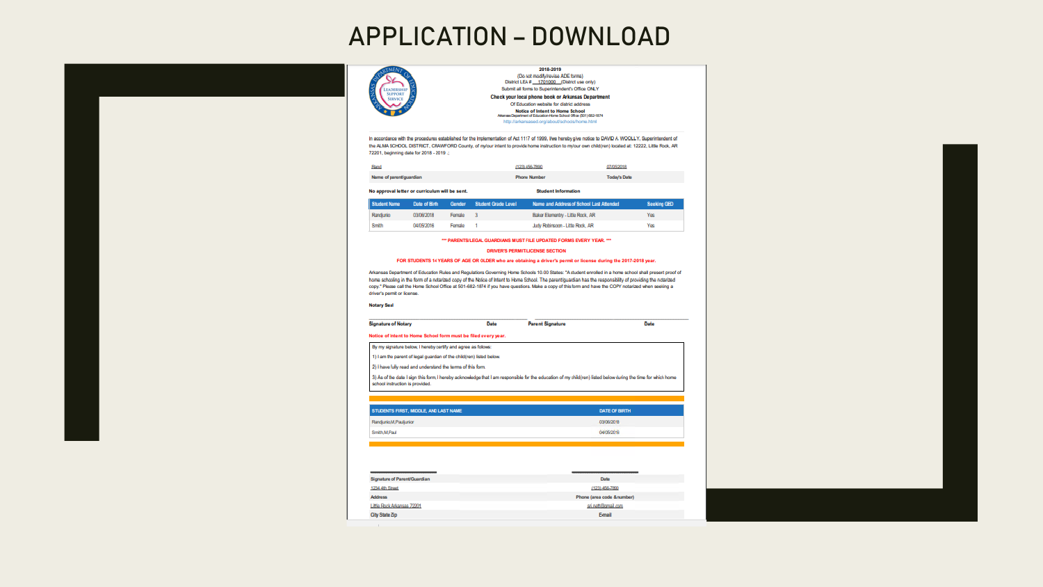# APPLICATION – DOWNLOAD

**2018-2019**

(Do not modify/revise ADE forms)

District LEA # 1701000 (District use only)

Submit all forms to Superintendent's Office ONLY

**Check your local phone book or Arkansas Department**

Of Education website for district address

**Notice of Intent to Home School**

Arkansas Department of Education-Home School Office (501) 682-1874

http://arkansased.org/about/schools/home.html

In accordance with the procedures established for the Implementation of Act 1117 of 1999, I/we hereby give notice to DAVID A. WOOLLY, Superintendent of the ALMA SCHOOL DISTRICT, CRAWFORD County, of my/our intent to provide home instruction to my/our own child(ren) located at: 12222, Little Rock, AR 72201, beginning date for 2018 - 2019 .;

| Rand | (123) 456-7890 | 07/05/2018 |
|---|---|---|
| **Name of parent/guardian** | **Phone Number** | **Today's Date** |

**No approval letter or curriculum will be sent.**

**Student Information**

| Student Name | Date of Birth | Gender | Student Grade Level | Name and Address of School Last Attended | Seeking GED |
|---|---|---|---|---|---|
| Randjunio | 03/06/2018 | Female | 3 | Baker Elementry - Little Rock, AR | Yes |
| Smith | 04/05/2016 | Female | 1 | Judy Robinson - Little Rock, AR | Yes |

**\*\*\* PARENTS/LEGAL GUARDIANS MUST FILE UPDATED FORMS EVERY YEAR. \*\*\***

**DRIVER'S PERMIT/LICENSE SECTION**

**FOR STUDENTS 14 YEARS OF AGE OR OLDER who are obtaining a driver's permit or license during the 2017-2018 year.**

Arkansas Department of Education Rules and Regulations Governing Home Schools 10.00 States: "A student enrolled in a home school shall present proof of home schooling in the form of a notarized copy of the Notice of Intent to Home School. The parent/guardian has the responsibility of providing the notarized copy." Please call the Home School Office at 501-682-1874 if you have questions. Make a copy of this form and have the COPY notarized when seeking a driver's permit or license.

**Notary Seal**

**Signature of Notary** **Date** **Parent Signature** **Date**

**Notice of intent to Home School form must be filed every year.**

By my signature below, I hereby certify and agree as follows:

1) I am the parent of legal guardian of the child(ren) listed below.

2) I have fully read and understand the terms of this form.

3) As of the date I sign this form I hereby acknowledge that I am responsible for the education of my child(ren) listed below during the time for which home school instruction is provided.

| STUDENTS FIRST, MIDDLE, AND LAST NAME | DATE OF BIRTH |
|---|---|
| Randjunio,M,Pauljunior | 03/06/2018 |
| Smith,M,Paul | 04/05/2016 |

| **Signature of Parent/Guardian** | **Date** |
|---|---|
| 1234 4th Street | (123) 456-7890 |
| **Address** | **Phone (area code &number)** |
| Little Rock Arkansas 72201 | sri.raj@gmail.com |
| **City State Zip** | **Email** |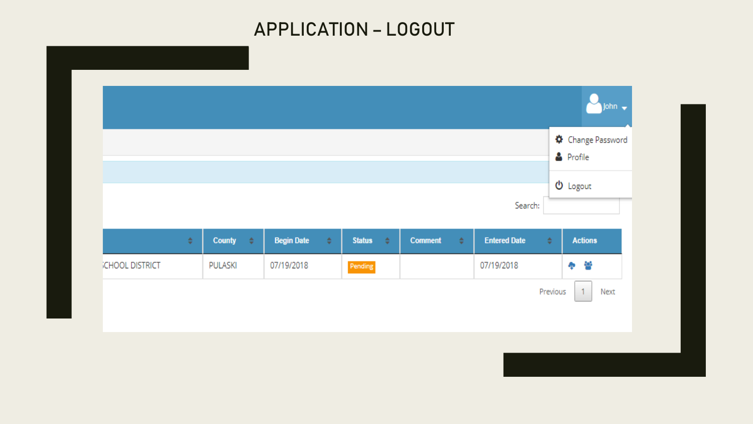# APPLICATION – LOGOUT

John

- Change Password
- Profile
- Logout

Search:

| | County | Begin Date | Status | Comment | Entered Date | Actions |
|---|---|---|---|---|---|---|
| SCHOOL DISTRICT | PULASKI | 07/19/2018 | Pending | | 07/19/2018 | |

Previous 1 Next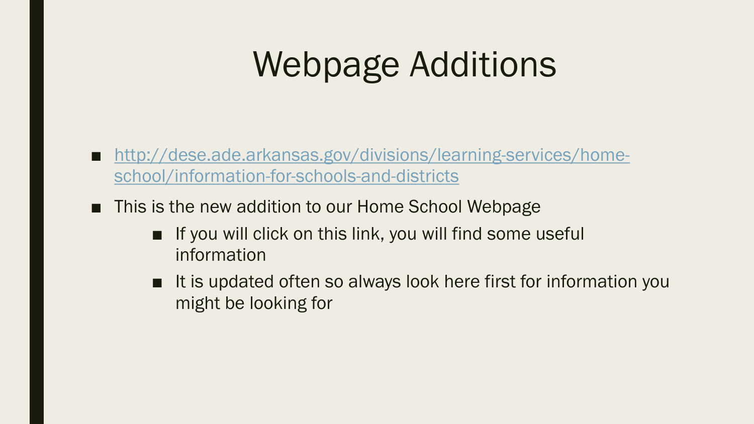# Webpage Additions

- [http://dese.ade.arkansas.gov/divisions/learning-services/home-school/information-for-schools-and-districts](http://dese.ade.arkansas.gov/divisions/learning-services/home-school/information-for-schools-and-districts)
- This is the new addition to our Home School Webpage
  - If you will click on this link, you will find some useful information
  - It is updated often so always look here first for information you might be looking for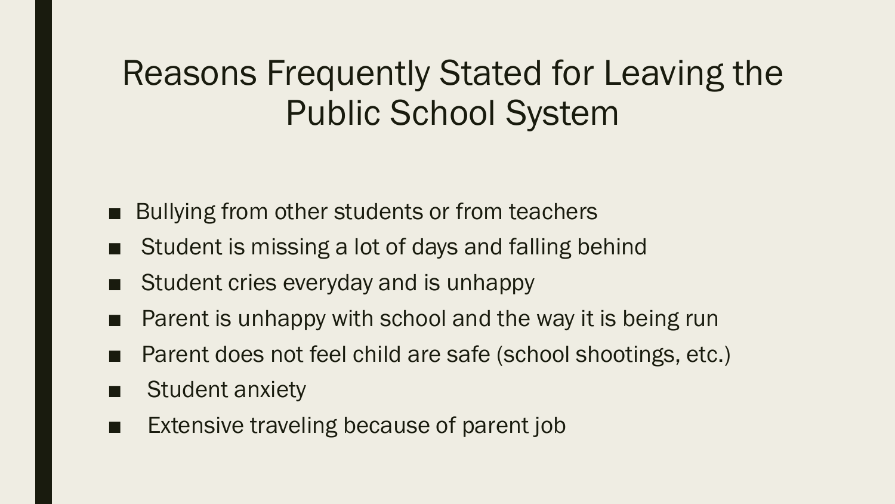# Reasons Frequently Stated for Leaving the Public School System

- Bullying from other students or from teachers
- Student is missing a lot of days and falling behind
- Student cries everyday and is unhappy
- Parent is unhappy with school and the way it is being run
- Parent does not feel child are safe (school shootings, etc.)
- Student anxiety
- Extensive traveling because of parent job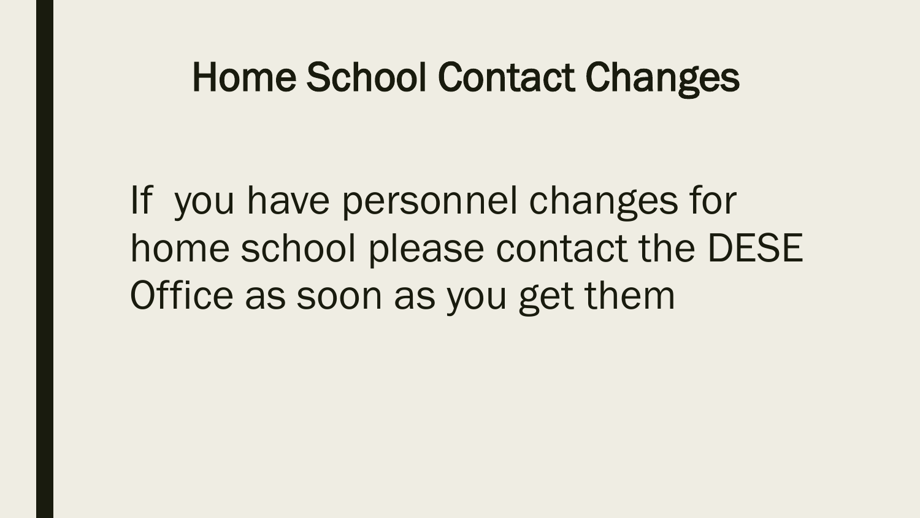# Home School Contact Changes

If you have personnel changes for home school please contact the DESE Office as soon as you get them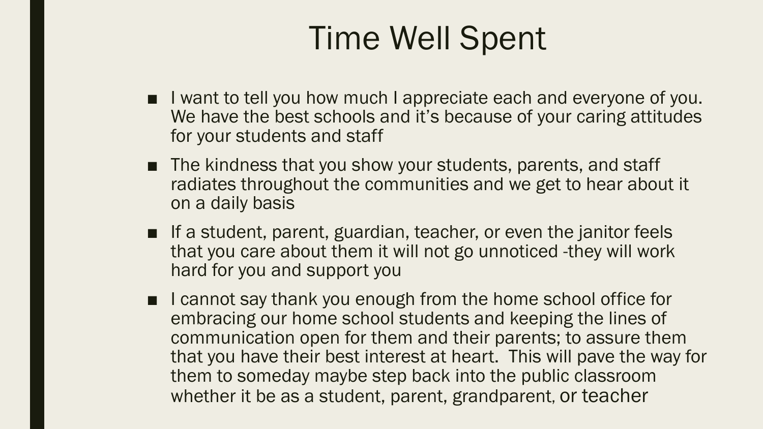# Time Well Spent

- I want to tell you how much I appreciate each and everyone of you. We have the best schools and it's because of your caring attitudes for your students and staff
- The kindness that you show your students, parents, and staff radiates throughout the communities and we get to hear about it on a daily basis
- If a student, parent, guardian, teacher, or even the janitor feels that you care about them it will not go unnoticed -they will work hard for you and support you
- I cannot say thank you enough from the home school office for embracing our home school students and keeping the lines of communication open for them and their parents; to assure them that you have their best interest at heart. This will pave the way for them to someday maybe step back into the public classroom whether it be as a student, parent, grandparent, or teacher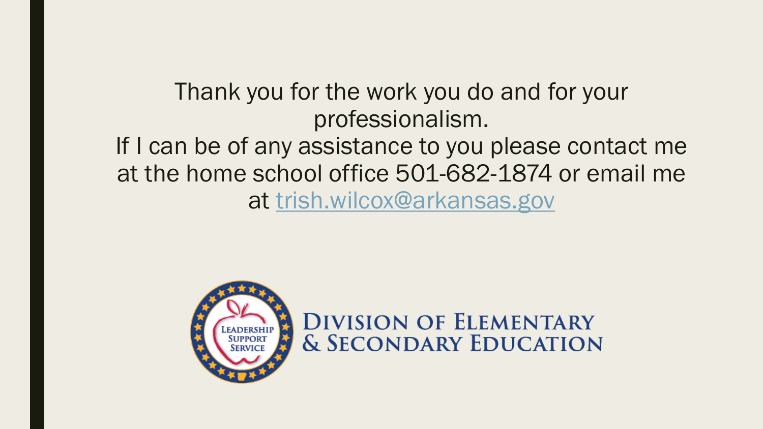Thank you for the work you do and for your professionalism.

If I can be of any assistance to you please contact me at the home school office 501-682-1874 or email me at trish.wilcox@arkansas.gov

LEADERSHIP SUPPORT SERVICE

DIVISION OF ELEMENTARY & SECONDARY EDUCATION